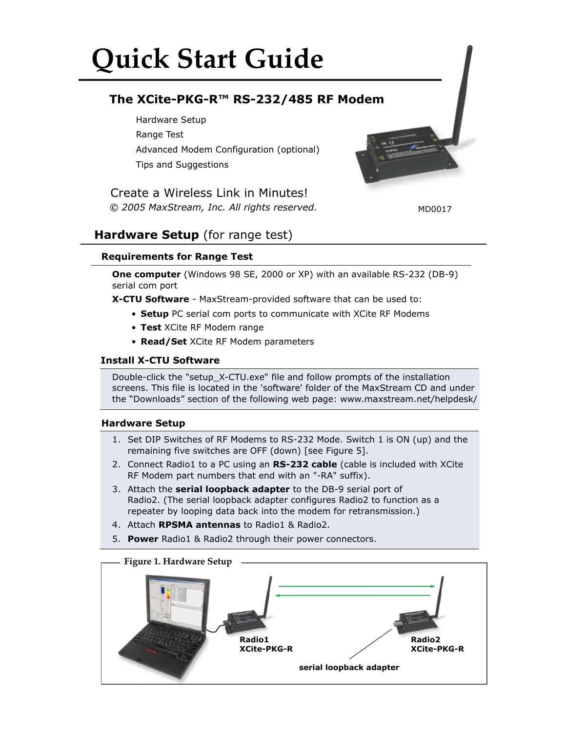# Quick Start Guide

## The XCite-PKG-R™ RS-232/485 RF Modem

Hardware Setup
Range Test
Advanced Modem Configuration (optional)
Tips and Suggestions

Create a Wireless Link in Minutes!
*© 2005 MaxStream, Inc. All rights reserved.*

MD0017

## Hardware Setup (for range test)

### Requirements for Range Test

**One computer** (Windows 98 SE, 2000 or XP) with an available RS-232 (DB-9) serial com port

**X-CTU Software** - MaxStream-provided software that can be used to:

- **Setup** PC serial com ports to communicate with XCite RF Modems
- **Test** XCite RF Modem range
- **Read/Set** XCite RF Modem parameters

### Install X-CTU Software

Double-click the "setup_X-CTU.exe" file and follow prompts of the installation screens. This file is located in the 'software' folder of the MaxStream CD and under the "Downloads" section of the following web page: www.maxstream.net/helpdesk/

### Hardware Setup

1. Set DIP Switches of RF Modems to RS-232 Mode. Switch 1 is ON (up) and the remaining five switches are OFF (down) [see Figure 5].
2. Connect Radio1 to a PC using an **RS-232 cable** (cable is included with XCite RF Modem part numbers that end with an "-RA" suffix).
3. Attach the **serial loopback adapter** to the DB-9 serial port of Radio2. (The serial loopback adapter configures Radio2 to function as a repeater by looping data back into the modem for retransmission.)
4. Attach **RPSMA antennas** to Radio1 & Radio2.
5. **Power** Radio1 & Radio2 through their power connectors.

Figure 1. Hardware Setup

**Radio1 XCite-PKG-R**

**Radio2 XCite-PKG-R**

**serial loopback adapter**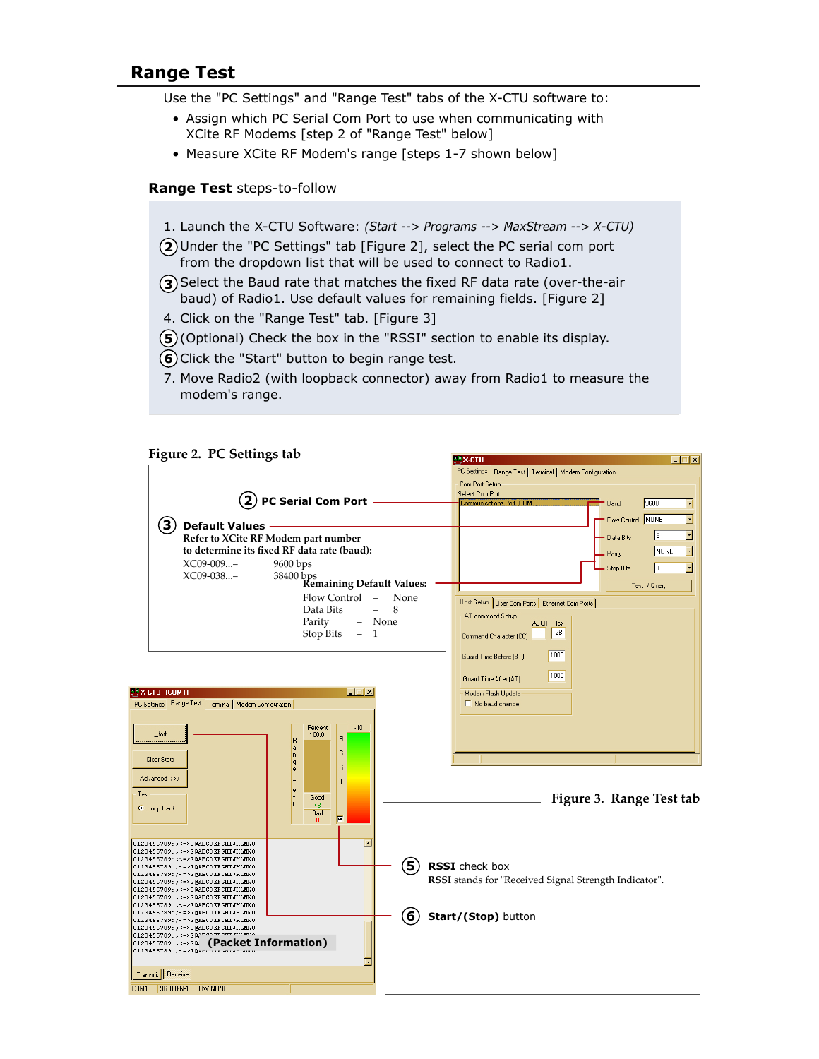# Range Test

Use the "PC Settings" and "Range Test" tabs of the X-CTU software to:

- Assign which PC Serial Com Port to use when communicating with XCite RF Modems [step 2 of "Range Test" below]
- Measure XCite RF Modem's range [steps 1-7 shown below]

### Range Test steps-to-follow

1. Launch the X-CTU Software: *(Start --> Programs --> MaxStream --> X-CTU)*
2. Under the "PC Settings" tab [Figure 2], select the PC serial com port from the dropdown list that will be used to connect to Radio1.
3. Select the Baud rate that matches the fixed RF data rate (over-the-air baud) of Radio1. Use default values for remaining fields. [Figure 2]
4. Click on the "Range Test" tab. [Figure 3]
5. (Optional) Check the box in the "RSSI" section to enable its display.
6. Click the "Start" button to begin range test.
7. Move Radio2 (with loopback connector) away from Radio1 to measure the modem's range.

**Figure 2. PC Settings tab**

**(2) PC Serial Com Port**

**(3) Default Values**
**Refer to XCite RF Modem part number to determine its fixed RF data rate (baud):**

| | |
|---|---|
| XC09-009...= | 9600 bps |
| XC09-038...= | 38400 bps |

**Remaining Default Values:**

| | | |
|---|---|---|
| Flow Control | = | None |
| Data Bits | = | 8 |
| Parity | = | None |
| Stop Bits | = | 1 |

**Figure 3. Range Test tab**

**(5) RSSI** check box
RSSI stands for "Received Signal Strength Indicator".

**(6) Start/(Stop)** button

**(Packet Information)**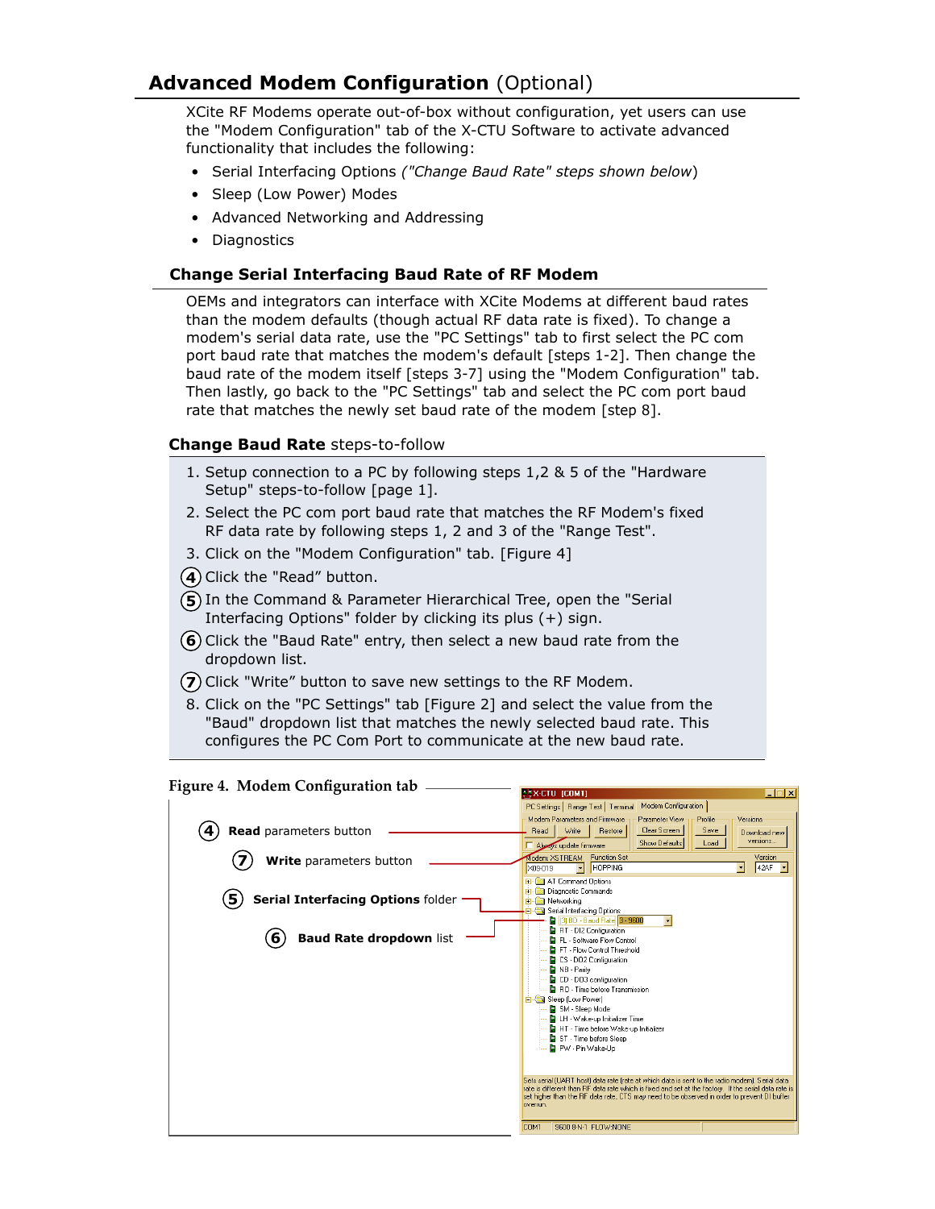## Advanced Modem Configuration (Optional)

XCite RF Modems operate out-of-box without configuration, yet users can use the "Modem Configuration" tab of the X-CTU Software to activate advanced functionality that includes the following:

- Serial Interfacing Options *("Change Baud Rate" steps shown below*)
- Sleep (Low Power) Modes
- Advanced Networking and Addressing
- Diagnostics

### Change Serial Interfacing Baud Rate of RF Modem

OEMs and integrators can interface with XCite Modems at different baud rates than the modem defaults (though actual RF data rate is fixed). To change a modem's serial data rate, use the "PC Settings" tab to first select the PC com port baud rate that matches the modem's default [steps 1-2]. Then change the baud rate of the modem itself [steps 3-7] using the "Modem Configuration" tab. Then lastly, go back to the "PC Settings" tab and select the PC com port baud rate that matches the newly set baud rate of the modem [step 8].

**Change Baud Rate** steps-to-follow

1. Setup connection to a PC by following steps 1,2 & 5 of the "Hardware Setup" steps-to-follow [page 1].
2. Select the PC com port baud rate that matches the RF Modem's fixed RF data rate by following steps 1, 2 and 3 of the "Range Test".
3. Click on the "Modem Configuration" tab. [Figure 4]
4. Click the "Read" button.
5. In the Command & Parameter Hierarchical Tree, open the "Serial Interfacing Options" folder by clicking its plus (+) sign.
6. Click the "Baud Rate" entry, then select a new baud rate from the dropdown list.
7. Click "Write" button to save new settings to the RF Modem.
8. Click on the "PC Settings" tab [Figure 2] and select the value from the "Baud" dropdown list that matches the newly selected baud rate. This configures the PC Com Port to communicate at the new baud rate.

**Figure 4. Modem Configuration tab**

(4) **Read** parameters button

(7) **Write** parameters button

(5) **Serial Interfacing Options** folder

(6) **Baud Rate dropdown** list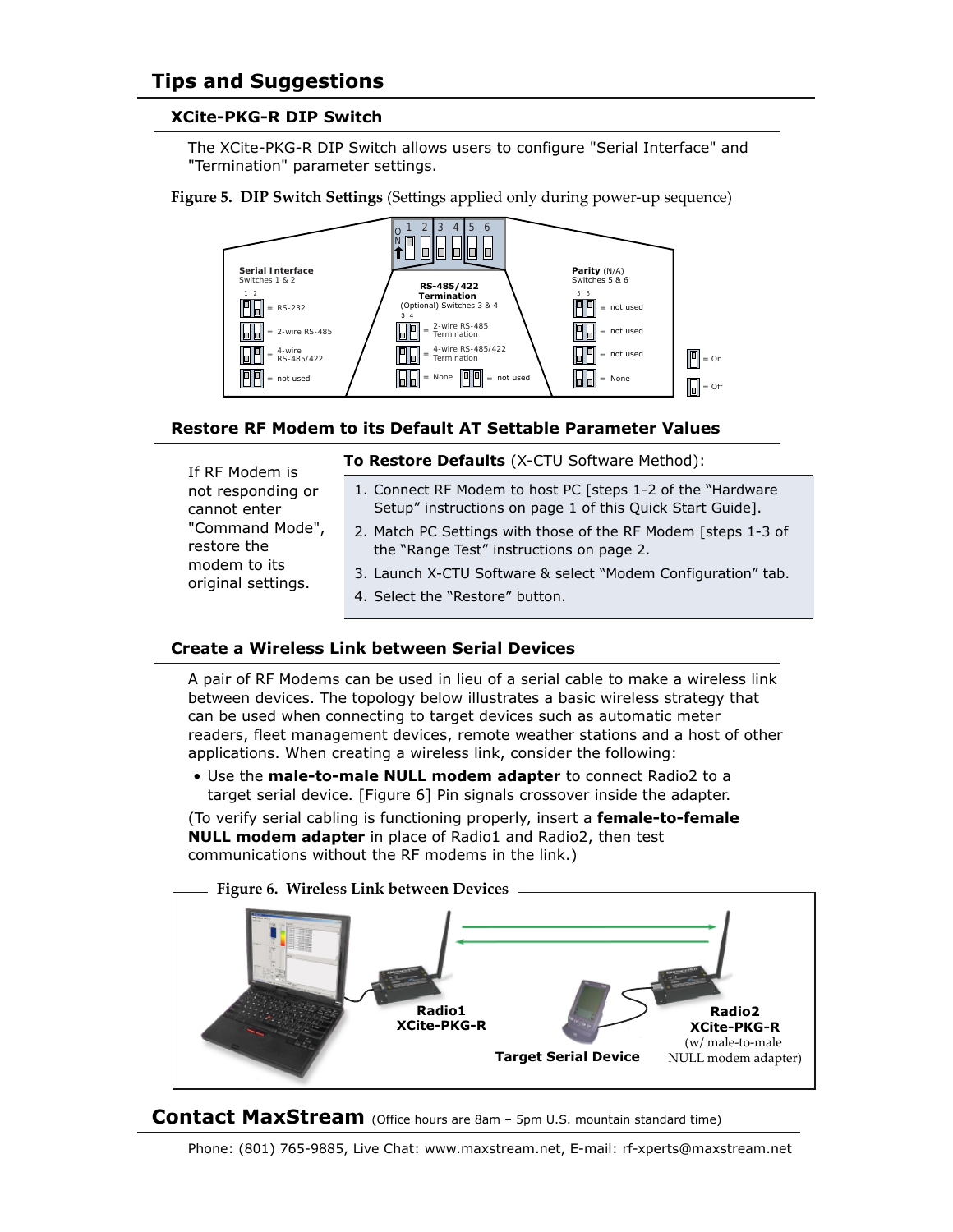## Tips and Suggestions

### XCite-PKG-R DIP Switch

The XCite-PKG-R DIP Switch allows users to configure "Serial Interface" and "Termination" parameter settings.

**Figure 5. DIP Switch Settings** (Settings applied only during power-up sequence)

ON
1 2 3 4 5 6

**Serial Interface**
Switches 1 & 2
1 2
= RS-232
= 2-wire RS-485
= 4-wire RS-485/422
= not used

**RS-485/422 Termination**
(Optional) Switches 3 & 4
3 4
= 2-wire RS-485 Termination
= 4-wire RS-485/422 Termination
= None
= not used

**Parity** (N/A)
Switches 5 & 6
5 6
= not used
= not used
= not used
= None

= On
= Off

### Restore RF Modem to its Default AT Settable Parameter Values

If RF Modem is not responding or cannot enter "Command Mode", restore the modem to its original settings.

**To Restore Defaults** (X-CTU Software Method):

1. Connect RF Modem to host PC [steps 1-2 of the "Hardware Setup" instructions on page 1 of this Quick Start Guide].
2. Match PC Settings with those of the RF Modem [steps 1-3 of the "Range Test" instructions on page 2.
3. Launch X-CTU Software & select "Modem Configuration" tab.
4. Select the "Restore" button.

### Create a Wireless Link between Serial Devices

A pair of RF Modems can be used in lieu of a serial cable to make a wireless link between devices. The topology below illustrates a basic wireless strategy that can be used when connecting to target devices such as automatic meter readers, fleet management devices, remote weather stations and a host of other applications. When creating a wireless link, consider the following:

- Use the **male-to-male NULL modem adapter** to connect Radio2 to a target serial device. [Figure 6] Pin signals crossover inside the adapter.

(To verify serial cabling is functioning properly, insert a **female-to-female NULL modem adapter** in place of Radio1 and Radio2, then test communications without the RF modems in the link.)

**Figure 6. Wireless Link between Devices**

**Radio1**
**XCite-PKG-R**

**Target Serial Device**

**Radio2**
**XCite-PKG-R**
(w/ male-to-male NULL modem adapter)

## Contact MaxStream (Office hours are 8am – 5pm U.S. mountain standard time)

Phone: (801) 765-9885, Live Chat: www.maxstream.net, E-mail: rf-xperts@maxstream.net